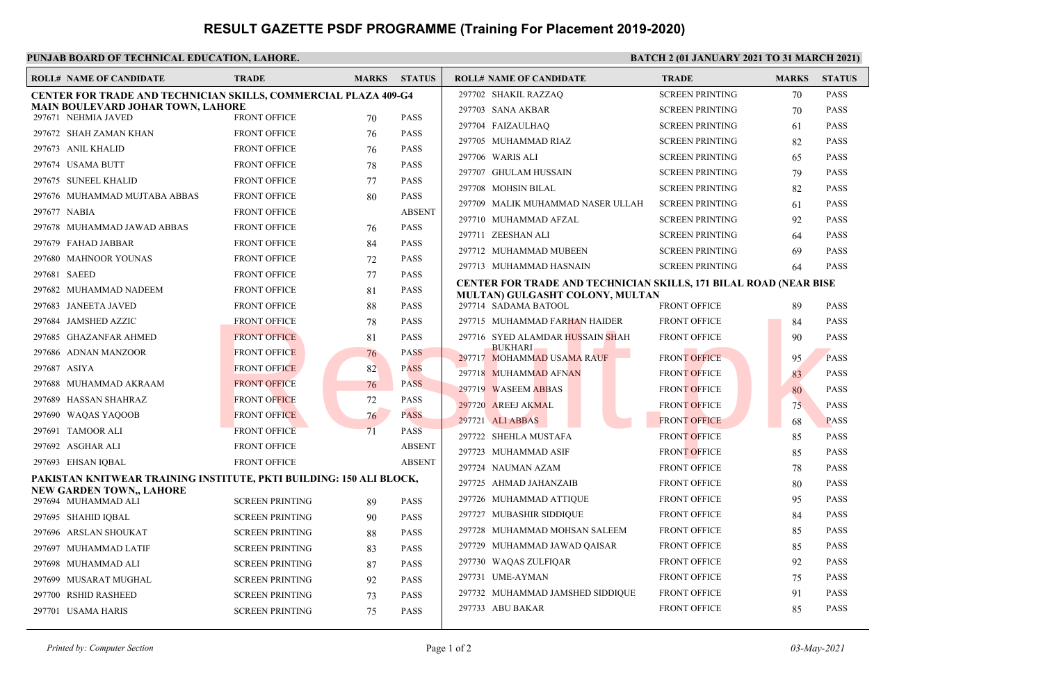# RESULT GAZETTE PSDF PROGRAMME (Training For Placement 2019-2020)

**PUNJAB BOARD OF TECHNICAL EDUCATION, LAHORE.**

**BATCH 2 (01 JANUARY 2021 TO 31 MARCH 2021)**

**CENTER FOR TRADE AND TECHNICIAN SKILLS, COMMERCIAL PLAZA 409-G4 MAIN BOULEVARD JOHAR TOWN, LAHORE**

| ROLL# | NAME OF CANDIDATE | TRADE | MARKS | STATUS |
|---|---|---|---|---|
| 297671 | NEHMIA JAVED | FRONT OFFICE | 70 | PASS |
| 297672 | SHAH ZAMAN KHAN | FRONT OFFICE | 76 | PASS |
| 297673 | ANIL KHALID | FRONT OFFICE | 76 | PASS |
| 297674 | USAMA BUTT | FRONT OFFICE | 78 | PASS |
| 297675 | SUNEEL KHALID | FRONT OFFICE | 77 | PASS |
| 297676 | MUHAMMAD MUJTABA ABBAS | FRONT OFFICE | 80 | PASS |
| 297677 | NABIA | FRONT OFFICE | | ABSENT |
| 297678 | MUHAMMAD JAWAD ABBAS | FRONT OFFICE | 76 | PASS |
| 297679 | FAHAD JABBAR | FRONT OFFICE | 84 | PASS |
| 297680 | MAHNOOR YOUNAS | FRONT OFFICE | 72 | PASS |
| 297681 | SAEED | FRONT OFFICE | 77 | PASS |
| 297682 | MUHAMMAD NADEEM | FRONT OFFICE | 81 | PASS |
| 297683 | JANEETA JAVED | FRONT OFFICE | 88 | PASS |
| 297684 | JAMSHED AZZIC | FRONT OFFICE | 78 | PASS |
| 297685 | GHAZANFAR AHMED | FRONT OFFICE | 81 | PASS |
| 297686 | ADNAN MANZOOR | FRONT OFFICE | 76 | PASS |
| 297687 | ASIYA | FRONT OFFICE | 82 | PASS |
| 297688 | MUHAMMAD AKRAAM | FRONT OFFICE | 76 | PASS |
| 297689 | HASSAN SHAHRAZ | FRONT OFFICE | 72 | PASS |
| 297690 | WAQAS YAQOOB | FRONT OFFICE | 76 | PASS |
| 297691 | TAMOOR ALI | FRONT OFFICE | 71 | PASS |
| 297692 | ASGHAR ALI | FRONT OFFICE | | ABSENT |
| 297693 | EHSAN IQBAL | FRONT OFFICE | | ABSENT |

**PAKISTAN KNITWEAR TRAINING INSTITUTE, PKTI BUILDING: 150 ALI BLOCK, NEW GARDEN TOWN,, LAHORE**

| ROLL# | NAME OF CANDIDATE | TRADE | MARKS | STATUS |
|---|---|---|---|---|
| 297694 | MUHAMMAD ALI | SCREEN PRINTING | 89 | PASS |
| 297695 | SHAHID IQBAL | SCREEN PRINTING | 90 | PASS |
| 297696 | ARSLAN SHOUKAT | SCREEN PRINTING | 88 | PASS |
| 297697 | MUHAMMAD LATIF | SCREEN PRINTING | 83 | PASS |
| 297698 | MUHAMMAD ALI | SCREEN PRINTING | 87 | PASS |
| 297699 | MUSARAT MUGHAL | SCREEN PRINTING | 92 | PASS |
| 297700 | RSHID RASHEED | SCREEN PRINTING | 73 | PASS |
| 297701 | USAMA HARIS | SCREEN PRINTING | 75 | PASS |
| 297702 | SHAKIL RAZZAQ | SCREEN PRINTING | 70 | PASS |
| 297703 | SANA AKBAR | SCREEN PRINTING | 70 | PASS |
| 297704 | FAIZAULHAQ | SCREEN PRINTING | 61 | PASS |
| 297705 | MUHAMMAD RIAZ | SCREEN PRINTING | 82 | PASS |
| 297706 | WARIS ALI | SCREEN PRINTING | 65 | PASS |
| 297707 | GHULAM HUSSAIN | SCREEN PRINTING | 79 | PASS |
| 297708 | MOHSIN BILAL | SCREEN PRINTING | 82 | PASS |
| 297709 | MALIK MUHAMMAD NASER ULLAH | SCREEN PRINTING | 61 | PASS |
| 297710 | MUHAMMAD AFZAL | SCREEN PRINTING | 92 | PASS |
| 297711 | ZEESHAN ALI | SCREEN PRINTING | 64 | PASS |
| 297712 | MUHAMMAD MUBEEN | SCREEN PRINTING | 69 | PASS |
| 297713 | MUHAMMAD HASNAIN | SCREEN PRINTING | 64 | PASS |

**CENTER FOR TRADE AND TECHNICIAN SKILLS, 171 BILAL ROAD (NEAR BISE MULTAN) GULGASHT COLONY, MULTAN**

| ROLL# | NAME OF CANDIDATE | TRADE | MARKS | STATUS |
|---|---|---|---|---|
| 297714 | SADAMA BATOOL | FRONT OFFICE | 89 | PASS |
| 297715 | MUHAMMAD FARHAN HAIDER | FRONT OFFICE | 84 | PASS |
| 297716 | SYED ALAMDAR HUSSAIN SHAH BUKHARI | FRONT OFFICE | 90 | PASS |
| 297717 | MOHAMMAD USAMA RAUF | FRONT OFFICE | 95 | PASS |
| 297718 | MUHAMMAD AFNAN | FRONT OFFICE | 83 | PASS |
| 297719 | WASEEM ABBAS | FRONT OFFICE | 80 | PASS |
| 297720 | AREEJ AKMAL | FRONT OFFICE | 75 | PASS |
| 297721 | ALI ABBAS | FRONT OFFICE | 68 | PASS |
| 297722 | SHEHLA MUSTAFA | FRONT OFFICE | 85 | PASS |
| 297723 | MUHAMMAD ASIF | FRONT OFFICE | 85 | PASS |
| 297724 | NAUMAN AZAM | FRONT OFFICE | 78 | PASS |
| 297725 | AHMAD JAHANZAIB | FRONT OFFICE | 80 | PASS |
| 297726 | MUHAMMAD ATTIQUE | FRONT OFFICE | 95 | PASS |
| 297727 | MUBASHIR SIDDIQUE | FRONT OFFICE | 84 | PASS |
| 297728 | MUHAMMAD MOHSAN SALEEM | FRONT OFFICE | 85 | PASS |
| 297729 | MUHAMMAD JAWAD QAISAR | FRONT OFFICE | 85 | PASS |
| 297730 | WAQAS ZULFIQAR | FRONT OFFICE | 92 | PASS |
| 297731 | UME-AYMAN | FRONT OFFICE | 75 | PASS |
| 297732 | MUHAMMAD JAMSHED SIDDIQUE | FRONT OFFICE | 91 | PASS |
| 297733 | ABU BAKAR | FRONT OFFICE | 85 | PASS |

*Printed by: Computer Section*

*03-May-2021*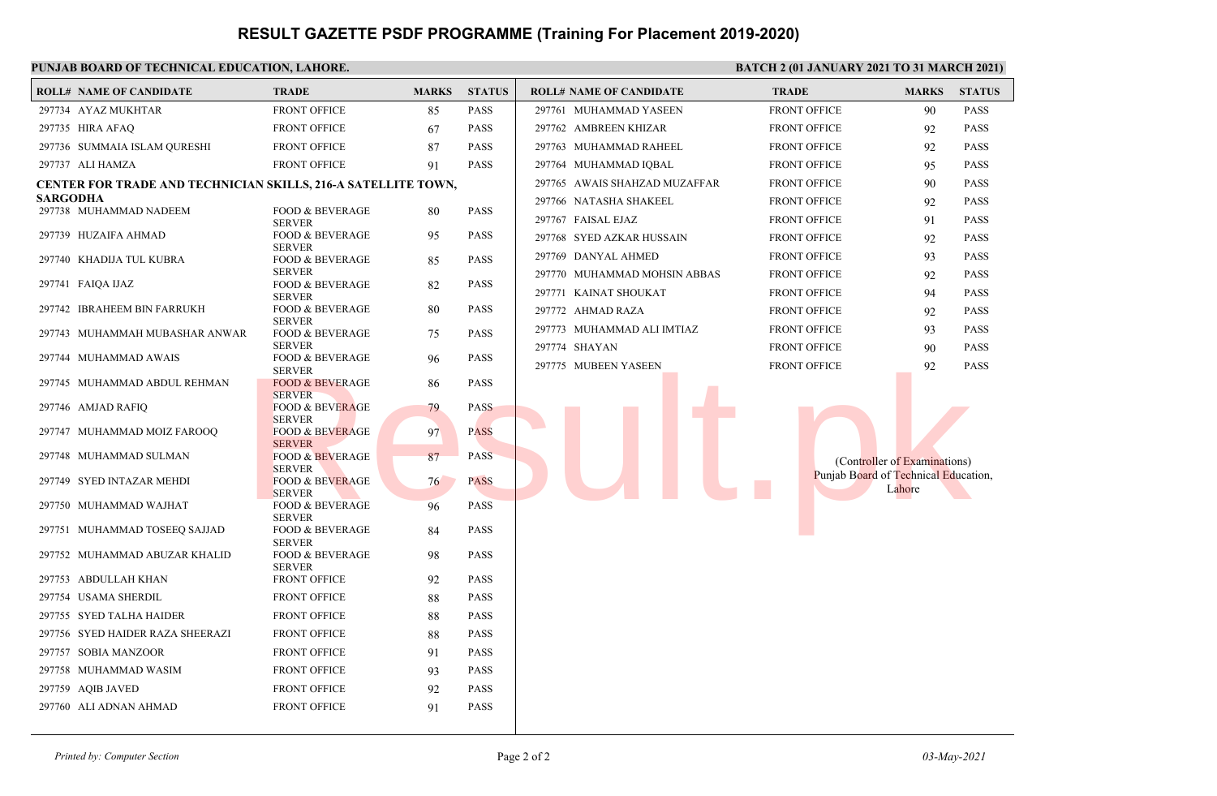# RESULT GAZETTE PSDF PROGRAMME (Training For Placement 2019-2020)

**PUNJAB BOARD OF TECHNICAL EDUCATION, LAHORE.** **BATCH 2 (01 JANUARY 2021 TO 31 MARCH 2021)**

| ROLL# | NAME OF CANDIDATE | TRADE | MARKS | STATUS |
|---|---|---|---|---|
| 297734 | AYAZ MUKHTAR | FRONT OFFICE | 85 | PASS |
| 297735 | HIRA AFAQ | FRONT OFFICE | 67 | PASS |
| 297736 | SUMMAIA ISLAM QURESHI | FRONT OFFICE | 87 | PASS |
| 297737 | ALI HAMZA | FRONT OFFICE | 91 | PASS |

**CENTER FOR TRADE AND TECHNICIAN SKILLS, 216-A SATELLITE TOWN, SARGODHA**

| ROLL# | NAME OF CANDIDATE | TRADE | MARKS | STATUS |
|---|---|---|---|---|
| 297738 | MUHAMMAD NADEEM | FOOD & BEVERAGE SERVER | 80 | PASS |
| 297739 | HUZAIFA AHMAD | FOOD & BEVERAGE SERVER | 95 | PASS |
| 297740 | KHADIJA TUL KUBRA | FOOD & BEVERAGE SERVER | 85 | PASS |
| 297741 | FAIQA IJAZ | FOOD & BEVERAGE SERVER | 82 | PASS |
| 297742 | IBRAHEEM BIN FARRUKH | FOOD & BEVERAGE SERVER | 80 | PASS |
| 297743 | MUHAMMAH MUBASHAR ANWAR | FOOD & BEVERAGE SERVER | 75 | PASS |
| 297744 | MUHAMMAD AWAIS | FOOD & BEVERAGE SERVER | 96 | PASS |
| 297745 | MUHAMMAD ABDUL REHMAN | FOOD & BEVERAGE SERVER | 86 | PASS |
| 297746 | AMJAD RAFIQ | FOOD & BEVERAGE SERVER | 79 | PASS |
| 297747 | MUHAMMAD MOIZ FAROOQ | FOOD & BEVERAGE SERVER | 97 | PASS |
| 297748 | MUHAMMAD SULMAN | FOOD & BEVERAGE SERVER | 87 | PASS |
| 297749 | SYED INTAZAR MEHDI | FOOD & BEVERAGE SERVER | 76 | PASS |
| 297750 | MUHAMMAD WAJHAT | FOOD & BEVERAGE SERVER | 96 | PASS |
| 297751 | MUHAMMAD TOSEEQ SAJJAD | FOOD & BEVERAGE SERVER | 84 | PASS |
| 297752 | MUHAMMAD ABUZAR KHALID | FOOD & BEVERAGE SERVER | 98 | PASS |
| 297753 | ABDULLAH KHAN | FRONT OFFICE | 92 | PASS |
| 297754 | USAMA SHERDIL | FRONT OFFICE | 88 | PASS |
| 297755 | SYED TALHA HAIDER | FRONT OFFICE | 88 | PASS |
| 297756 | SYED HAIDER RAZA SHEERAZI | FRONT OFFICE | 88 | PASS |
| 297757 | SOBIA MANZOOR | FRONT OFFICE | 91 | PASS |
| 297758 | MUHAMMAD WASIM | FRONT OFFICE | 93 | PASS |
| 297759 | AQIB JAVED | FRONT OFFICE | 92 | PASS |
| 297760 | ALI ADNAN AHMAD | FRONT OFFICE | 91 | PASS |
| 297761 | MUHAMMAD YASEEN | FRONT OFFICE | 90 | PASS |
| 297762 | AMBREEN KHIZAR | FRONT OFFICE | 92 | PASS |
| 297763 | MUHAMMAD RAHEEL | FRONT OFFICE | 92 | PASS |
| 297764 | MUHAMMAD IQBAL | FRONT OFFICE | 95 | PASS |
| 297765 | AWAIS SHAHZAD MUZAFFAR | FRONT OFFICE | 90 | PASS |
| 297766 | NATASHA SHAKEEL | FRONT OFFICE | 92 | PASS |
| 297767 | FAISAL EJAZ | FRONT OFFICE | 91 | PASS |
| 297768 | SYED AZKAR HUSSAIN | FRONT OFFICE | 92 | PASS |
| 297769 | DANYAL AHMED | FRONT OFFICE | 93 | PASS |
| 297770 | MUHAMMAD MOHSIN ABBAS | FRONT OFFICE | 92 | PASS |
| 297771 | KAINAT SHOUKAT | FRONT OFFICE | 94 | PASS |
| 297772 | AHMAD RAZA | FRONT OFFICE | 92 | PASS |
| 297773 | MUHAMMAD ALI IMTIAZ | FRONT OFFICE | 93 | PASS |
| 297774 | SHAYAN | FRONT OFFICE | 90 | PASS |
| 297775 | MUBEEN YASEEN | FRONT OFFICE | 92 | PASS |

(Controller of Examinations)
Punjab Board of Technical Education, Lahore

*Printed by: Computer Section*

*03-May-2021*